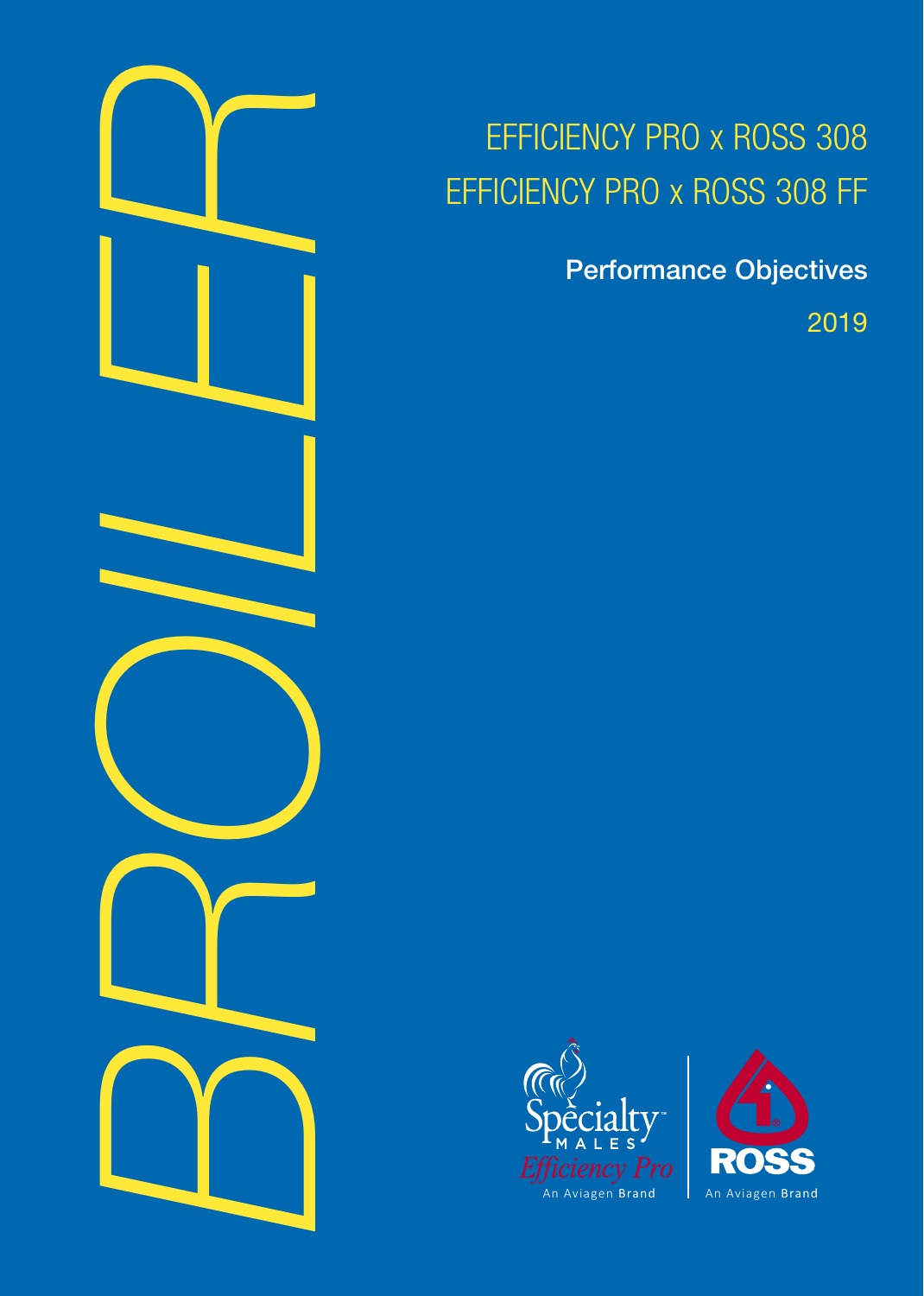# BROILER

## EFFICIENCY PRO x ROSS 308
## EFFICIENCY PRO x ROSS 308 FF

**Performance Objectives**

2019

Specialty MALES *Efficiency Pro* An Aviagen Brand

ROSS An Aviagen Brand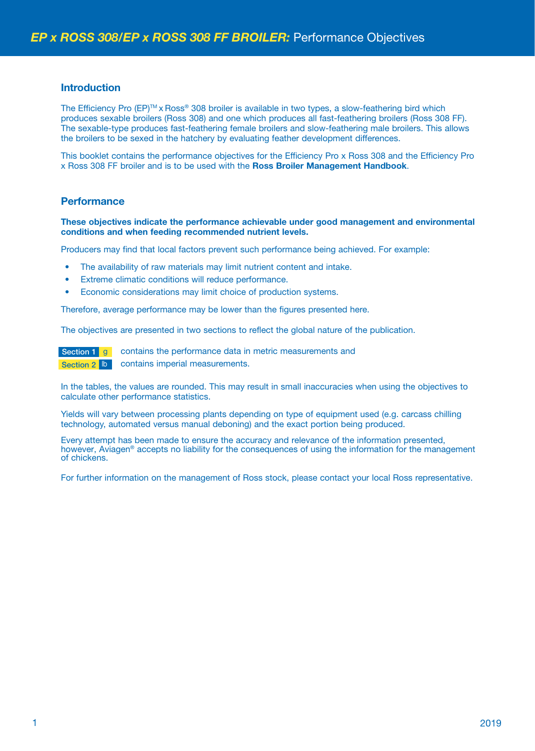# *EP x ROSS 308/EP x ROSS 308 FF BROILER:* Performance Objectives

## Introduction

The Efficiency Pro (EP)™ x Ross® 308 broiler is available in two types, a slow-feathering bird which produces sexable broilers (Ross 308) and one which produces all fast-feathering broilers (Ross 308 FF). The sexable-type produces fast-feathering female broilers and slow-feathering male broilers. This allows the broilers to be sexed in the hatchery by evaluating feather development differences.

This booklet contains the performance objectives for the Efficiency Pro x Ross 308 and the Efficiency Pro x Ross 308 FF broiler and is to be used with the **Ross Broiler Management Handbook**.

## Performance

**These objectives indicate the performance achievable under good management and environmental conditions and when feeding recommended nutrient levels.**

Producers may find that local factors prevent such performance being achieved. For example:

- The availability of raw materials may limit nutrient content and intake.
- Extreme climatic conditions will reduce performance.
- Economic considerations may limit choice of production systems.

Therefore, average performance may be lower than the figures presented here.

The objectives are presented in two sections to reflect the global nature of the publication.

Section 1 g contains the performance data in metric measurements and
Section 2 lb contains imperial measurements.

In the tables, the values are rounded. This may result in small inaccuracies when using the objectives to calculate other performance statistics.

Yields will vary between processing plants depending on type of equipment used (e.g. carcass chilling technology, automated versus manual deboning) and the exact portion being produced.

Every attempt has been made to ensure the accuracy and relevance of the information presented, however, Aviagen® accepts no liability for the consequences of using the information for the management of chickens.

For further information on the management of Ross stock, please contact your local Ross representative.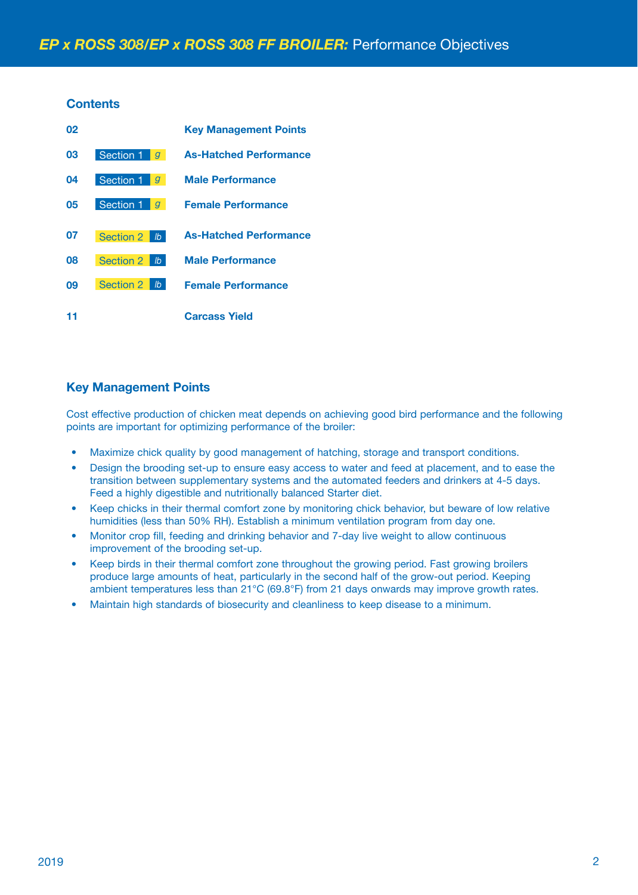# *EP x ROSS 308/EP x ROSS 308 FF BROILER:* Performance Objectives

## Contents

| Page | Section | Title |
|---|---|---|
| 02 | | Key Management Points |
| 03 | Section 1 *g* | As-Hatched Performance |
| 04 | Section 1 *g* | Male Performance |
| 05 | Section 1 *g* | Female Performance |
| 07 | Section 2 *lb* | As-Hatched Performance |
| 08 | Section 2 *lb* | Male Performance |
| 09 | Section 2 *lb* | Female Performance |
| 11 | | Carcass Yield |

## Key Management Points

Cost effective production of chicken meat depends on achieving good bird performance and the following points are important for optimizing performance of the broiler:

- Maximize chick quality by good management of hatching, storage and transport conditions.
- Design the brooding set-up to ensure easy access to water and feed at placement, and to ease the transition between supplementary systems and the automated feeders and drinkers at 4-5 days. Feed a highly digestible and nutritionally balanced Starter diet.
- Keep chicks in their thermal comfort zone by monitoring chick behavior, but beware of low relative humidities (less than 50% RH). Establish a minimum ventilation program from day one.
- Monitor crop fill, feeding and drinking behavior and 7-day live weight to allow continuous improvement of the brooding set-up.
- Keep birds in their thermal comfort zone throughout the growing period. Fast growing broilers produce large amounts of heat, particularly in the second half of the grow-out period. Keeping ambient temperatures less than 21°C (69.8°F) from 21 days onwards may improve growth rates.
- Maintain high standards of biosecurity and cleanliness to keep disease to a minimum.

2019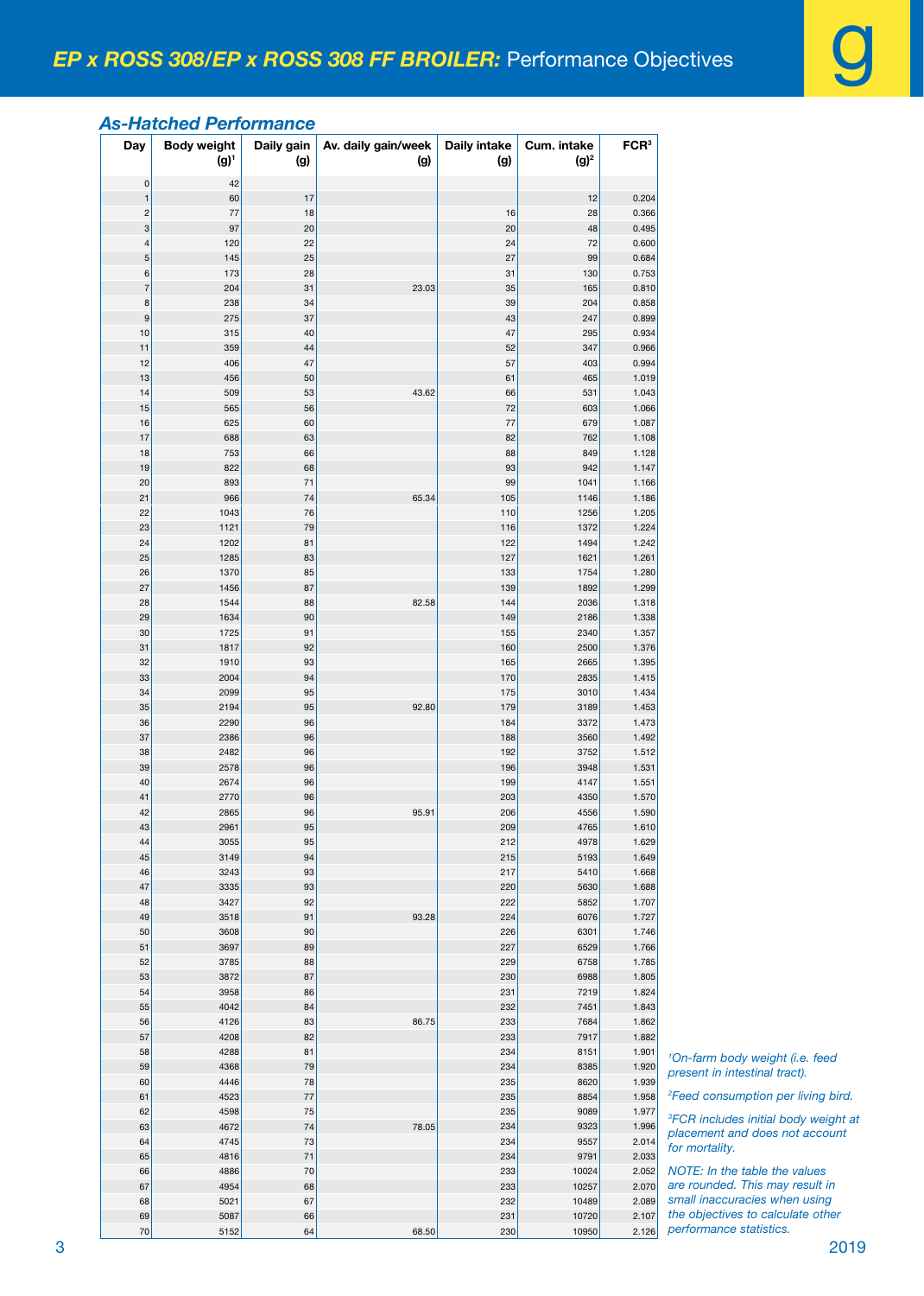## EP x ROSS 308/EP x ROSS 308 FF BROILER: Performance Objectives

### As-Hatched Performance

| Day | Body weight (g)[1] | Daily gain (g) | Av. daily gain/week (g) | Daily intake (g) | Cum. intake (g)[2] | FCR[3] |
|---|---|---|---|---|---|---|
| 0 | 42 | | | | | |
| 1 | 60 | 17 | | | 12 | 0.204 |
| 2 | 77 | 18 | | 16 | 28 | 0.366 |
| 3 | 97 | 20 | | 20 | 48 | 0.495 |
| 4 | 120 | 22 | | 24 | 72 | 0.600 |
| 5 | 145 | 25 | | 27 | 99 | 0.684 |
| 6 | 173 | 28 | | 31 | 130 | 0.753 |
| 7 | 204 | 31 | 23.03 | 35 | 165 | 0.810 |
| 8 | 238 | 34 | | 39 | 204 | 0.858 |
| 9 | 275 | 37 | | 43 | 247 | 0.899 |
| 10 | 315 | 40 | | 47 | 295 | 0.934 |
| 11 | 359 | 44 | | 52 | 347 | 0.966 |
| 12 | 406 | 47 | | 57 | 403 | 0.994 |
| 13 | 456 | 50 | | 61 | 465 | 1.019 |
| 14 | 509 | 53 | 43.62 | 66 | 531 | 1.043 |
| 15 | 565 | 56 | | 72 | 603 | 1.066 |
| 16 | 625 | 60 | | 77 | 679 | 1.087 |
| 17 | 688 | 63 | | 82 | 762 | 1.108 |
| 18 | 753 | 66 | | 88 | 849 | 1.128 |
| 19 | 822 | 68 | | 93 | 942 | 1.147 |
| 20 | 893 | 71 | | 99 | 1041 | 1.166 |
| 21 | 966 | 74 | 65.34 | 105 | 1146 | 1.186 |
| 22 | 1043 | 76 | | 110 | 1256 | 1.205 |
| 23 | 1121 | 79 | | 116 | 1372 | 1.224 |
| 24 | 1202 | 81 | | 122 | 1494 | 1.242 |
| 25 | 1285 | 83 | | 127 | 1621 | 1.261 |
| 26 | 1370 | 85 | | 133 | 1754 | 1.280 |
| 27 | 1456 | 87 | | 139 | 1892 | 1.299 |
| 28 | 1544 | 88 | 82.58 | 144 | 2036 | 1.318 |
| 29 | 1634 | 90 | | 149 | 2186 | 1.338 |
| 30 | 1725 | 91 | | 155 | 2340 | 1.357 |
| 31 | 1817 | 92 | | 160 | 2500 | 1.376 |
| 32 | 1910 | 93 | | 165 | 2665 | 1.395 |
| 33 | 2004 | 94 | | 170 | 2835 | 1.415 |
| 34 | 2099 | 95 | | 175 | 3010 | 1.434 |
| 35 | 2194 | 95 | 92.80 | 179 | 3189 | 1.453 |
| 36 | 2290 | 96 | | 184 | 3372 | 1.473 |
| 37 | 2386 | 96 | | 188 | 3560 | 1.492 |
| 38 | 2482 | 96 | | 192 | 3752 | 1.512 |
| 39 | 2578 | 96 | | 196 | 3948 | 1.531 |
| 40 | 2674 | 96 | | 199 | 4147 | 1.551 |
| 41 | 2770 | 96 | | 203 | 4350 | 1.570 |
| 42 | 2865 | 96 | 95.91 | 206 | 4556 | 1.590 |
| 43 | 2961 | 95 | | 209 | 4765 | 1.610 |
| 44 | 3055 | 95 | | 212 | 4978 | 1.629 |
| 45 | 3149 | 94 | | 215 | 5193 | 1.649 |
| 46 | 3243 | 93 | | 217 | 5410 | 1.668 |
| 47 | 3335 | 93 | | 220 | 5630 | 1.688 |
| 48 | 3427 | 92 | | 222 | 5852 | 1.707 |
| 49 | 3518 | 91 | 93.28 | 224 | 6076 | 1.727 |
| 50 | 3608 | 90 | | 226 | 6301 | 1.746 |
| 51 | 3697 | 89 | | 227 | 6529 | 1.766 |
| 52 | 3785 | 88 | | 229 | 6758 | 1.785 |
| 53 | 3872 | 87 | | 230 | 6988 | 1.805 |
| 54 | 3958 | 86 | | 231 | 7219 | 1.824 |
| 55 | 4042 | 84 | | 232 | 7451 | 1.843 |
| 56 | 4126 | 83 | 86.75 | 233 | 7684 | 1.862 |
| 57 | 4208 | 82 | | 233 | 7917 | 1.882 |
| 58 | 4288 | 81 | | 234 | 8151 | 1.901 |
| 59 | 4368 | 79 | | 234 | 8385 | 1.920 |
| 60 | 4446 | 78 | | 235 | 8620 | 1.939 |
| 61 | 4523 | 77 | | 235 | 8854 | 1.958 |
| 62 | 4598 | 75 | | 235 | 9089 | 1.977 |
| 63 | 4672 | 74 | 78.05 | 234 | 9323 | 1.996 |
| 64 | 4745 | 73 | | 234 | 9557 | 2.014 |
| 65 | 4816 | 71 | | 234 | 9791 | 2.033 |
| 66 | 4886 | 70 | | 233 | 10024 | 2.052 |
| 67 | 4954 | 68 | | 233 | 10257 | 2.070 |
| 68 | 5021 | 67 | | 232 | 10489 | 2.089 |
| 69 | 5087 | 66 | | 231 | 10720 | 2.107 |
| 70 | 5152 | 64 | 68.50 | 230 | 10950 | 2.126 |

*[1]On-farm body weight (i.e. feed present in intestinal tract).*

*[2]Feed consumption per living bird.*

*[3]FCR includes initial body weight at placement and does not account for mortality.*

*NOTE: In the table the values are rounded. This may result in small inaccuracies when using the objectives to calculate other performance statistics.*

2019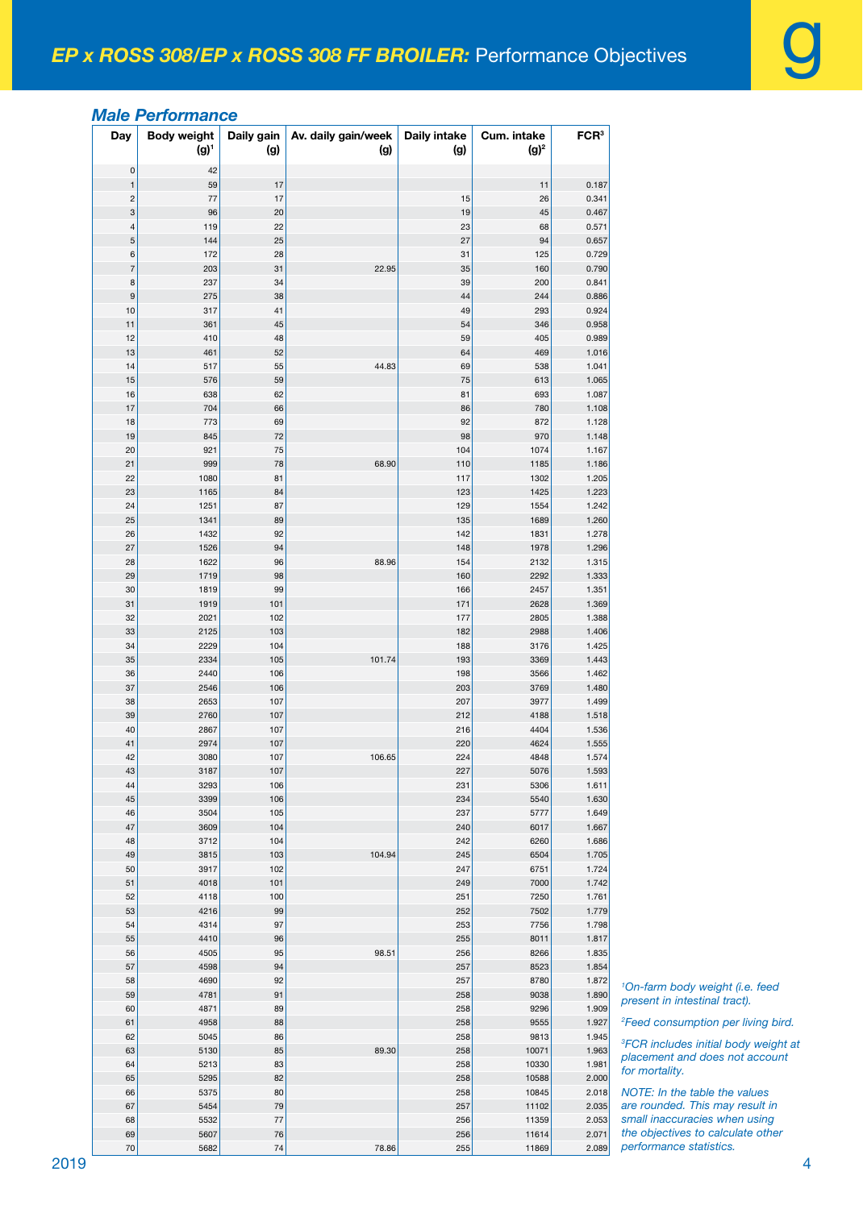# *EP x ROSS 308/EP x ROSS 308 FF BROILER:* Performance Objectives

## *Male Performance*

| Day | Body weight (g)[1] | Daily gain (g) | Av. daily gain/week (g) | Daily intake (g) | Cum. intake (g)[2] | FCR[3] |
|---|---|---|---|---|---|---|
| 0 | 42 | | | | | |
| 1 | 59 | 17 | | | 11 | 0.187 |
| 2 | 77 | 17 | | 15 | 26 | 0.341 |
| 3 | 96 | 20 | | 19 | 45 | 0.467 |
| 4 | 119 | 22 | | 23 | 68 | 0.571 |
| 5 | 144 | 25 | | 27 | 94 | 0.657 |
| 6 | 172 | 28 | | 31 | 125 | 0.729 |
| 7 | 203 | 31 | 22.95 | 35 | 160 | 0.790 |
| 8 | 237 | 34 | | 39 | 200 | 0.841 |
| 9 | 275 | 38 | | 44 | 244 | 0.886 |
| 10 | 317 | 41 | | 49 | 293 | 0.924 |
| 11 | 361 | 45 | | 54 | 346 | 0.958 |
| 12 | 410 | 48 | | 59 | 405 | 0.989 |
| 13 | 461 | 52 | | 64 | 469 | 1.016 |
| 14 | 517 | 55 | 44.83 | 69 | 538 | 1.041 |
| 15 | 576 | 59 | | 75 | 613 | 1.065 |
| 16 | 638 | 62 | | 81 | 693 | 1.087 |
| 17 | 704 | 66 | | 86 | 780 | 1.108 |
| 18 | 773 | 69 | | 92 | 872 | 1.128 |
| 19 | 845 | 72 | | 98 | 970 | 1.148 |
| 20 | 921 | 75 | | 104 | 1074 | 1.167 |
| 21 | 999 | 78 | 68.90 | 110 | 1185 | 1.186 |
| 22 | 1080 | 81 | | 117 | 1302 | 1.205 |
| 23 | 1165 | 84 | | 123 | 1425 | 1.223 |
| 24 | 1251 | 87 | | 129 | 1554 | 1.242 |
| 25 | 1341 | 89 | | 135 | 1689 | 1.260 |
| 26 | 1432 | 92 | | 142 | 1831 | 1.278 |
| 27 | 1526 | 94 | | 148 | 1978 | 1.296 |
| 28 | 1622 | 96 | 88.96 | 154 | 2132 | 1.315 |
| 29 | 1719 | 98 | | 160 | 2292 | 1.333 |
| 30 | 1819 | 99 | | 166 | 2457 | 1.351 |
| 31 | 1919 | 101 | | 171 | 2628 | 1.369 |
| 32 | 2021 | 102 | | 177 | 2805 | 1.388 |
| 33 | 2125 | 103 | | 182 | 2988 | 1.406 |
| 34 | 2229 | 104 | | 188 | 3176 | 1.425 |
| 35 | 2334 | 105 | 101.74 | 193 | 3369 | 1.443 |
| 36 | 2440 | 106 | | 198 | 3566 | 1.462 |
| 37 | 2546 | 106 | | 203 | 3769 | 1.480 |
| 38 | 2653 | 107 | | 207 | 3977 | 1.499 |
| 39 | 2760 | 107 | | 212 | 4188 | 1.518 |
| 40 | 2867 | 107 | | 216 | 4404 | 1.536 |
| 41 | 2974 | 107 | | 220 | 4624 | 1.555 |
| 42 | 3080 | 107 | 106.65 | 224 | 4848 | 1.574 |
| 43 | 3187 | 107 | | 227 | 5076 | 1.593 |
| 44 | 3293 | 106 | | 231 | 5306 | 1.611 |
| 45 | 3399 | 106 | | 234 | 5540 | 1.630 |
| 46 | 3504 | 105 | | 237 | 5777 | 1.649 |
| 47 | 3609 | 104 | | 240 | 6017 | 1.667 |
| 48 | 3712 | 104 | | 242 | 6260 | 1.686 |
| 49 | 3815 | 103 | 104.94 | 245 | 6504 | 1.705 |
| 50 | 3917 | 102 | | 247 | 6751 | 1.724 |
| 51 | 4018 | 101 | | 249 | 7000 | 1.742 |
| 52 | 4118 | 100 | | 251 | 7250 | 1.761 |
| 53 | 4216 | 99 | | 252 | 7502 | 1.779 |
| 54 | 4314 | 97 | | 253 | 7756 | 1.798 |
| 55 | 4410 | 96 | | 255 | 8011 | 1.817 |
| 56 | 4505 | 95 | 98.51 | 256 | 8266 | 1.835 |
| 57 | 4598 | 94 | | 257 | 8523 | 1.854 |
| 58 | 4690 | 92 | | 257 | 8780 | 1.872 |
| 59 | 4781 | 91 | | 258 | 9038 | 1.890 |
| 60 | 4871 | 89 | | 258 | 9296 | 1.909 |
| 61 | 4958 | 88 | | 258 | 9555 | 1.927 |
| 62 | 5045 | 86 | | 258 | 9813 | 1.945 |
| 63 | 5130 | 85 | 89.30 | 258 | 10071 | 1.963 |
| 64 | 5213 | 83 | | 258 | 10330 | 1.981 |
| 65 | 5295 | 82 | | 258 | 10588 | 2.000 |
| 66 | 5375 | 80 | | 258 | 10845 | 2.018 |
| 67 | 5454 | 79 | | 257 | 11102 | 2.035 |
| 68 | 5532 | 77 | | 256 | 11359 | 2.053 |
| 69 | 5607 | 76 | | 256 | 11614 | 2.071 |
| 70 | 5682 | 74 | 78.86 | 255 | 11869 | 2.089 |

*[1]On-farm body weight (i.e. feed present in intestinal tract).*

*[2]Feed consumption per living bird.*

*[3]FCR includes initial body weight at placement and does not account for mortality.*

*NOTE: In the table the values are rounded. This may result in small inaccuracies when using the objectives to calculate other performance statistics.*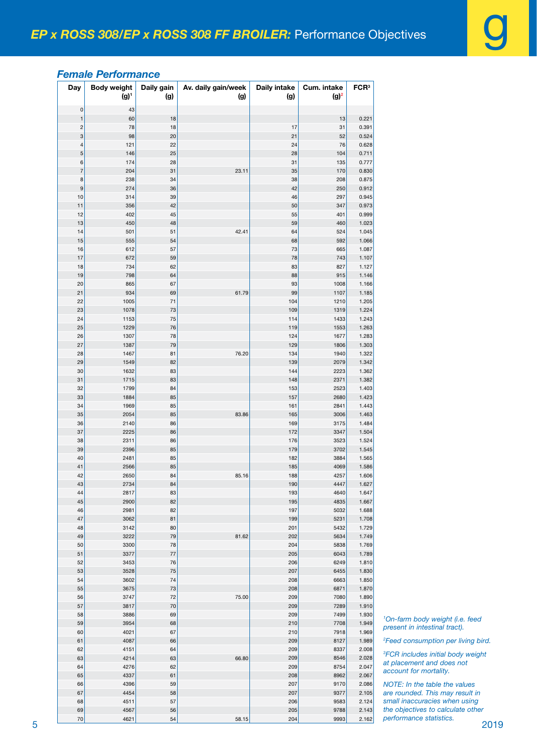# *EP x ROSS 308/EP x ROSS 308 FF BROILER:* Performance Objectives

## *Female Performance*

| Day | Body weight (g)[1] | Daily gain (g) | Av. daily gain/week (g) | Daily intake (g) | Cum. intake (g)[2] | FCR[3] |
|---|---|---|---|---|---|---|
| 0 | 43 | | | | | |
| 1 | 60 | 18 | | | 13 | 0.221 |
| 2 | 78 | 18 | | 17 | 31 | 0.391 |
| 3 | 98 | 20 | | 21 | 52 | 0.524 |
| 4 | 121 | 22 | | 24 | 76 | 0.628 |
| 5 | 146 | 25 | | 28 | 104 | 0.711 |
| 6 | 174 | 28 | | 31 | 135 | 0.777 |
| 7 | 204 | 31 | 23.11 | 35 | 170 | 0.830 |
| 8 | 238 | 34 | | 38 | 208 | 0.875 |
| 9 | 274 | 36 | | 42 | 250 | 0.912 |
| 10 | 314 | 39 | | 46 | 297 | 0.945 |
| 11 | 356 | 42 | | 50 | 347 | 0.973 |
| 12 | 402 | 45 | | 55 | 401 | 0.999 |
| 13 | 450 | 48 | | 59 | 460 | 1.023 |
| 14 | 501 | 51 | 42.41 | 64 | 524 | 1.045 |
| 15 | 555 | 54 | | 68 | 592 | 1.066 |
| 16 | 612 | 57 | | 73 | 665 | 1.087 |
| 17 | 672 | 59 | | 78 | 743 | 1.107 |
| 18 | 734 | 62 | | 83 | 827 | 1.127 |
| 19 | 798 | 64 | | 88 | 915 | 1.146 |
| 20 | 865 | 67 | | 93 | 1008 | 1.166 |
| 21 | 934 | 69 | 61.79 | 99 | 1107 | 1.185 |
| 22 | 1005 | 71 | | 104 | 1210 | 1.205 |
| 23 | 1078 | 73 | | 109 | 1319 | 1.224 |
| 24 | 1153 | 75 | | 114 | 1433 | 1.243 |
| 25 | 1229 | 76 | | 119 | 1553 | 1.263 |
| 26 | 1307 | 78 | | 124 | 1677 | 1.283 |
| 27 | 1387 | 79 | | 129 | 1806 | 1.303 |
| 28 | 1467 | 81 | 76.20 | 134 | 1940 | 1.322 |
| 29 | 1549 | 82 | | 139 | 2079 | 1.342 |
| 30 | 1632 | 83 | | 144 | 2223 | 1.362 |
| 31 | 1715 | 83 | | 148 | 2371 | 1.382 |
| 32 | 1799 | 84 | | 153 | 2523 | 1.403 |
| 33 | 1884 | 85 | | 157 | 2680 | 1.423 |
| 34 | 1969 | 85 | | 161 | 2841 | 1.443 |
| 35 | 2054 | 85 | 83.86 | 165 | 3006 | 1.463 |
| 36 | 2140 | 86 | | 169 | 3175 | 1.484 |
| 37 | 2225 | 86 | | 172 | 3347 | 1.504 |
| 38 | 2311 | 86 | | 176 | 3523 | 1.524 |
| 39 | 2396 | 85 | | 179 | 3702 | 1.545 |
| 40 | 2481 | 85 | | 182 | 3884 | 1.565 |
| 41 | 2566 | 85 | | 185 | 4069 | 1.586 |
| 42 | 2650 | 84 | 85.16 | 188 | 4257 | 1.606 |
| 43 | 2734 | 84 | | 190 | 4447 | 1.627 |
| 44 | 2817 | 83 | | 193 | 4640 | 1.647 |
| 45 | 2900 | 82 | | 195 | 4835 | 1.667 |
| 46 | 2981 | 82 | | 197 | 5032 | 1.688 |
| 47 | 3062 | 81 | | 199 | 5231 | 1.708 |
| 48 | 3142 | 80 | | 201 | 5432 | 1.729 |
| 49 | 3222 | 79 | 81.62 | 202 | 5634 | 1.749 |
| 50 | 3300 | 78 | | 204 | 5838 | 1.769 |
| 51 | 3377 | 77 | | 205 | 6043 | 1.789 |
| 52 | 3453 | 76 | | 206 | 6249 | 1.810 |
| 53 | 3528 | 75 | | 207 | 6455 | 1.830 |
| 54 | 3602 | 74 | | 208 | 6663 | 1.850 |
| 55 | 3675 | 73 | | 208 | 6871 | 1.870 |
| 56 | 3747 | 72 | 75.00 | 209 | 7080 | 1.890 |
| 57 | 3817 | 70 | | 209 | 7289 | 1.910 |
| 58 | 3886 | 69 | | 209 | 7499 | 1.930 |
| 59 | 3954 | 68 | | 210 | 7708 | 1.949 |
| 60 | 4021 | 67 | | 210 | 7918 | 1.969 |
| 61 | 4087 | 66 | | 209 | 8127 | 1.989 |
| 62 | 4151 | 64 | | 209 | 8337 | 2.008 |
| 63 | 4214 | 63 | 66.80 | 209 | 8546 | 2.028 |
| 64 | 4276 | 62 | | 209 | 8754 | 2.047 |
| 65 | 4337 | 61 | | 208 | 8962 | 2.067 |
| 66 | 4396 | 59 | | 207 | 9170 | 2.086 |
| 67 | 4454 | 58 | | 207 | 9377 | 2.105 |
| 68 | 4511 | 57 | | 206 | 9583 | 2.124 |
| 69 | 4567 | 56 | | 205 | 9788 | 2.143 |
| 70 | 4621 | 54 | 58.15 | 204 | 9993 | 2.162 |

*[1]On-farm body weight (i.e. feed present in intestinal tract).*

*[2]Feed consumption per living bird.*

*[3]FCR includes initial body weight at placement and does not account for mortality.*

*NOTE: In the table the values are rounded. This may result in small inaccuracies when using the objectives to calculate other performance statistics.*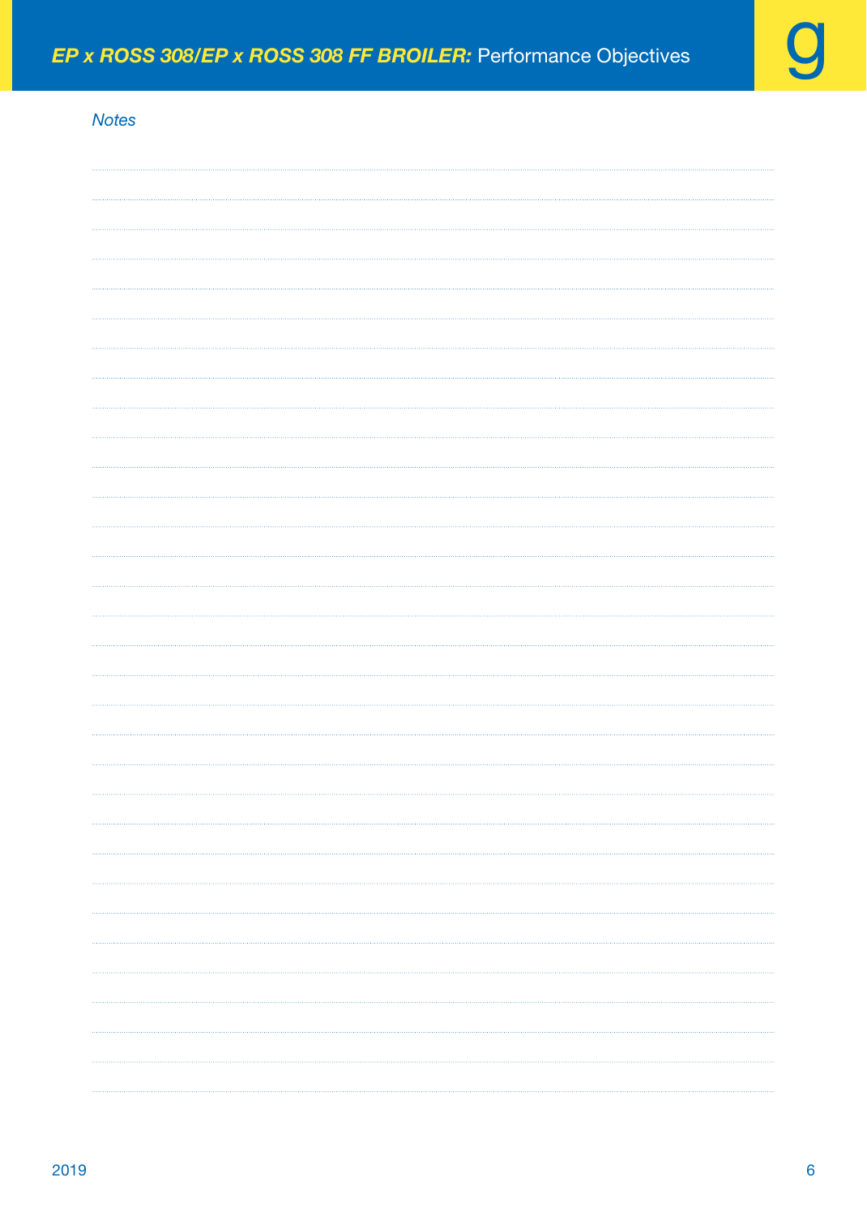*Notes*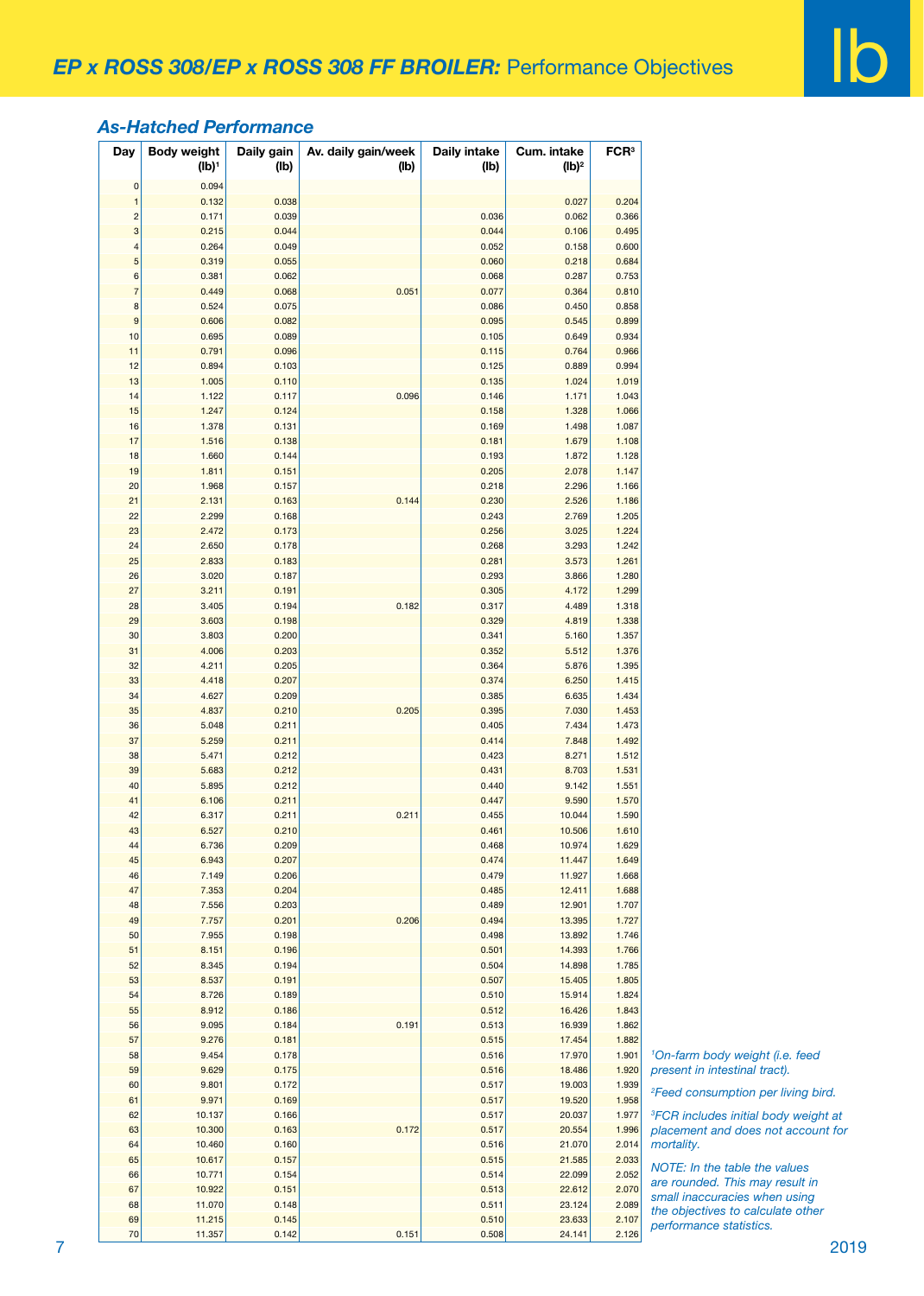## *EP x ROSS 308/EP x ROSS 308 FF BROILER:* Performance Objectives

lb

### *As-Hatched Performance*

| Day | Body weight (lb)[1] | Daily gain (lb) | Av. daily gain/week (lb) | Daily intake (lb) | Cum. intake (lb)[2] | FCR[3] |
|---|---|---|---|---|---|---|
| 0 | 0.094 | | | | | |
| 1 | 0.132 | 0.038 | | | 0.027 | 0.204 |
| 2 | 0.171 | 0.039 | | 0.036 | 0.062 | 0.366 |
| 3 | 0.215 | 0.044 | | 0.044 | 0.106 | 0.495 |
| 4 | 0.264 | 0.049 | | 0.052 | 0.158 | 0.600 |
| 5 | 0.319 | 0.055 | | 0.060 | 0.218 | 0.684 |
| 6 | 0.381 | 0.062 | | 0.068 | 0.287 | 0.753 |
| 7 | 0.449 | 0.068 | 0.051 | 0.077 | 0.364 | 0.810 |
| 8 | 0.524 | 0.075 | | 0.086 | 0.450 | 0.858 |
| 9 | 0.606 | 0.082 | | 0.095 | 0.545 | 0.899 |
| 10 | 0.695 | 0.089 | | 0.105 | 0.649 | 0.934 |
| 11 | 0.791 | 0.096 | | 0.115 | 0.764 | 0.966 |
| 12 | 0.894 | 0.103 | | 0.125 | 0.889 | 0.994 |
| 13 | 1.005 | 0.110 | | 0.135 | 1.024 | 1.019 |
| 14 | 1.122 | 0.117 | 0.096 | 0.146 | 1.171 | 1.043 |
| 15 | 1.247 | 0.124 | | 0.158 | 1.328 | 1.066 |
| 16 | 1.378 | 0.131 | | 0.169 | 1.498 | 1.087 |
| 17 | 1.516 | 0.138 | | 0.181 | 1.679 | 1.108 |
| 18 | 1.660 | 0.144 | | 0.193 | 1.872 | 1.128 |
| 19 | 1.811 | 0.151 | | 0.205 | 2.078 | 1.147 |
| 20 | 1.968 | 0.157 | | 0.218 | 2.296 | 1.166 |
| 21 | 2.131 | 0.163 | 0.144 | 0.230 | 2.526 | 1.186 |
| 22 | 2.299 | 0.168 | | 0.243 | 2.769 | 1.205 |
| 23 | 2.472 | 0.173 | | 0.256 | 3.025 | 1.224 |
| 24 | 2.650 | 0.178 | | 0.268 | 3.293 | 1.242 |
| 25 | 2.833 | 0.183 | | 0.281 | 3.573 | 1.261 |
| 26 | 3.020 | 0.187 | | 0.293 | 3.866 | 1.280 |
| 27 | 3.211 | 0.191 | | 0.305 | 4.172 | 1.299 |
| 28 | 3.405 | 0.194 | 0.182 | 0.317 | 4.489 | 1.318 |
| 29 | 3.603 | 0.198 | | 0.329 | 4.819 | 1.338 |
| 30 | 3.803 | 0.200 | | 0.341 | 5.160 | 1.357 |
| 31 | 4.006 | 0.203 | | 0.352 | 5.512 | 1.376 |
| 32 | 4.211 | 0.205 | | 0.364 | 5.876 | 1.395 |
| 33 | 4.418 | 0.207 | | 0.374 | 6.250 | 1.415 |
| 34 | 4.627 | 0.209 | | 0.385 | 6.635 | 1.434 |
| 35 | 4.837 | 0.210 | 0.205 | 0.395 | 7.030 | 1.453 |
| 36 | 5.048 | 0.211 | | 0.405 | 7.434 | 1.473 |
| 37 | 5.259 | 0.211 | | 0.414 | 7.848 | 1.492 |
| 38 | 5.471 | 0.212 | | 0.423 | 8.271 | 1.512 |
| 39 | 5.683 | 0.212 | | 0.431 | 8.703 | 1.531 |
| 40 | 5.895 | 0.212 | | 0.440 | 9.142 | 1.551 |
| 41 | 6.106 | 0.211 | | 0.447 | 9.590 | 1.570 |
| 42 | 6.317 | 0.211 | 0.211 | 0.455 | 10.044 | 1.590 |
| 43 | 6.527 | 0.210 | | 0.461 | 10.506 | 1.610 |
| 44 | 6.736 | 0.209 | | 0.468 | 10.974 | 1.629 |
| 45 | 6.943 | 0.207 | | 0.474 | 11.447 | 1.649 |
| 46 | 7.149 | 0.206 | | 0.479 | 11.927 | 1.668 |
| 47 | 7.353 | 0.204 | | 0.485 | 12.411 | 1.688 |
| 48 | 7.556 | 0.203 | | 0.489 | 12.901 | 1.707 |
| 49 | 7.757 | 0.201 | 0.206 | 0.494 | 13.395 | 1.727 |
| 50 | 7.955 | 0.198 | | 0.498 | 13.892 | 1.746 |
| 51 | 8.151 | 0.196 | | 0.501 | 14.393 | 1.766 |
| 52 | 8.345 | 0.194 | | 0.504 | 14.898 | 1.785 |
| 53 | 8.537 | 0.191 | | 0.507 | 15.405 | 1.805 |
| 54 | 8.726 | 0.189 | | 0.510 | 15.914 | 1.824 |
| 55 | 8.912 | 0.186 | | 0.512 | 16.426 | 1.843 |
| 56 | 9.095 | 0.184 | 0.191 | 0.513 | 16.939 | 1.862 |
| 57 | 9.276 | 0.181 | | 0.515 | 17.454 | 1.882 |
| 58 | 9.454 | 0.178 | | 0.516 | 17.970 | 1.901 |
| 59 | 9.629 | 0.175 | | 0.516 | 18.486 | 1.920 |
| 60 | 9.801 | 0.172 | | 0.517 | 19.003 | 1.939 |
| 61 | 9.971 | 0.169 | | 0.517 | 19.520 | 1.958 |
| 62 | 10.137 | 0.166 | | 0.517 | 20.037 | 1.977 |
| 63 | 10.300 | 0.163 | 0.172 | 0.517 | 20.554 | 1.996 |
| 64 | 10.460 | 0.160 | | 0.516 | 21.070 | 2.014 |
| 65 | 10.617 | 0.157 | | 0.515 | 21.585 | 2.033 |
| 66 | 10.771 | 0.154 | | 0.514 | 22.099 | 2.052 |
| 67 | 10.922 | 0.151 | | 0.513 | 22.612 | 2.070 |
| 68 | 11.070 | 0.148 | | 0.511 | 23.124 | 2.089 |
| 69 | 11.215 | 0.145 | | 0.510 | 23.633 | 2.107 |
| 70 | 11.357 | 0.142 | 0.151 | 0.508 | 24.141 | 2.126 |

*[1]On-farm body weight (i.e. feed present in intestinal tract).*

*[2]Feed consumption per living bird.*

*[3]FCR includes initial body weight at placement and does not account for mortality.*

*NOTE: In the table the values are rounded. This may result in small inaccuracies when using the objectives to calculate other performance statistics.*

2019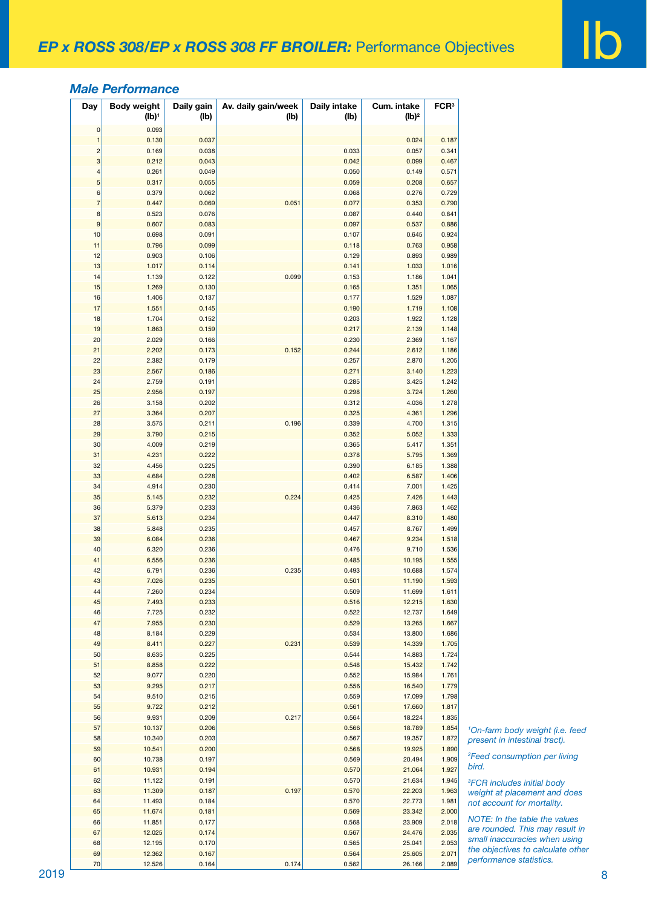# *EP x ROSS 308/EP x ROSS 308 FF BROILER:* Performance Objectives

lb

## *Male Performance*

| Day | Body weight (lb)[1] | Daily gain (lb) | Av. daily gain/week (lb) | Daily intake (lb) | Cum. intake (lb)[2] | FCR[3] |
|---|---|---|---|---|---|---|
| 0 | 0.093 | | | | | |
| 1 | 0.130 | 0.037 | | | 0.024 | 0.187 |
| 2 | 0.169 | 0.038 | | 0.033 | 0.057 | 0.341 |
| 3 | 0.212 | 0.043 | | 0.042 | 0.099 | 0.467 |
| 4 | 0.261 | 0.049 | | 0.050 | 0.149 | 0.571 |
| 5 | 0.317 | 0.055 | | 0.059 | 0.208 | 0.657 |
| 6 | 0.379 | 0.062 | | 0.068 | 0.276 | 0.729 |
| 7 | 0.447 | 0.069 | 0.051 | 0.077 | 0.353 | 0.790 |
| 8 | 0.523 | 0.076 | | 0.087 | 0.440 | 0.841 |
| 9 | 0.607 | 0.083 | | 0.097 | 0.537 | 0.886 |
| 10 | 0.698 | 0.091 | | 0.107 | 0.645 | 0.924 |
| 11 | 0.796 | 0.099 | | 0.118 | 0.763 | 0.958 |
| 12 | 0.903 | 0.106 | | 0.129 | 0.893 | 0.989 |
| 13 | 1.017 | 0.114 | | 0.141 | 1.033 | 1.016 |
| 14 | 1.139 | 0.122 | 0.099 | 0.153 | 1.186 | 1.041 |
| 15 | 1.269 | 0.130 | | 0.165 | 1.351 | 1.065 |
| 16 | 1.406 | 0.137 | | 0.177 | 1.529 | 1.087 |
| 17 | 1.551 | 0.145 | | 0.190 | 1.719 | 1.108 |
| 18 | 1.704 | 0.152 | | 0.203 | 1.922 | 1.128 |
| 19 | 1.863 | 0.159 | | 0.217 | 2.139 | 1.148 |
| 20 | 2.029 | 0.166 | | 0.230 | 2.369 | 1.167 |
| 21 | 2.202 | 0.173 | 0.152 | 0.244 | 2.612 | 1.186 |
| 22 | 2.382 | 0.179 | | 0.257 | 2.870 | 1.205 |
| 23 | 2.567 | 0.186 | | 0.271 | 3.140 | 1.223 |
| 24 | 2.759 | 0.191 | | 0.285 | 3.425 | 1.242 |
| 25 | 2.956 | 0.197 | | 0.298 | 3.724 | 1.260 |
| 26 | 3.158 | 0.202 | | 0.312 | 4.036 | 1.278 |
| 27 | 3.364 | 0.207 | | 0.325 | 4.361 | 1.296 |
| 28 | 3.575 | 0.211 | 0.196 | 0.339 | 4.700 | 1.315 |
| 29 | 3.790 | 0.215 | | 0.352 | 5.052 | 1.333 |
| 30 | 4.009 | 0.219 | | 0.365 | 5.417 | 1.351 |
| 31 | 4.231 | 0.222 | | 0.378 | 5.795 | 1.369 |
| 32 | 4.456 | 0.225 | | 0.390 | 6.185 | 1.388 |
| 33 | 4.684 | 0.228 | | 0.402 | 6.587 | 1.406 |
| 34 | 4.914 | 0.230 | | 0.414 | 7.001 | 1.425 |
| 35 | 5.145 | 0.232 | 0.224 | 0.425 | 7.426 | 1.443 |
| 36 | 5.379 | 0.233 | | 0.436 | 7.863 | 1.462 |
| 37 | 5.613 | 0.234 | | 0.447 | 8.310 | 1.480 |
| 38 | 5.848 | 0.235 | | 0.457 | 8.767 | 1.499 |
| 39 | 6.084 | 0.236 | | 0.467 | 9.234 | 1.518 |
| 40 | 6.320 | 0.236 | | 0.476 | 9.710 | 1.536 |
| 41 | 6.556 | 0.236 | | 0.485 | 10.195 | 1.555 |
| 42 | 6.791 | 0.236 | 0.235 | 0.493 | 10.688 | 1.574 |
| 43 | 7.026 | 0.235 | | 0.501 | 11.190 | 1.593 |
| 44 | 7.260 | 0.234 | | 0.509 | 11.699 | 1.611 |
| 45 | 7.493 | 0.233 | | 0.516 | 12.215 | 1.630 |
| 46 | 7.725 | 0.232 | | 0.522 | 12.737 | 1.649 |
| 47 | 7.955 | 0.230 | | 0.529 | 13.265 | 1.667 |
| 48 | 8.184 | 0.229 | | 0.534 | 13.800 | 1.686 |
| 49 | 8.411 | 0.227 | 0.231 | 0.539 | 14.339 | 1.705 |
| 50 | 8.635 | 0.225 | | 0.544 | 14.883 | 1.724 |
| 51 | 8.858 | 0.222 | | 0.548 | 15.432 | 1.742 |
| 52 | 9.077 | 0.220 | | 0.552 | 15.984 | 1.761 |
| 53 | 9.295 | 0.217 | | 0.556 | 16.540 | 1.779 |
| 54 | 9.510 | 0.215 | | 0.559 | 17.099 | 1.798 |
| 55 | 9.722 | 0.212 | | 0.561 | 17.660 | 1.817 |
| 56 | 9.931 | 0.209 | 0.217 | 0.564 | 18.224 | 1.835 |
| 57 | 10.137 | 0.206 | | 0.566 | 18.789 | 1.854 |
| 58 | 10.340 | 0.203 | | 0.567 | 19.357 | 1.872 |
| 59 | 10.541 | 0.200 | | 0.568 | 19.925 | 1.890 |
| 60 | 10.738 | 0.197 | | 0.569 | 20.494 | 1.909 |
| 61 | 10.931 | 0.194 | | 0.570 | 21.064 | 1.927 |
| 62 | 11.122 | 0.191 | | 0.570 | 21.634 | 1.945 |
| 63 | 11.309 | 0.187 | 0.197 | 0.570 | 22.203 | 1.963 |
| 64 | 11.493 | 0.184 | | 0.570 | 22.773 | 1.981 |
| 65 | 11.674 | 0.181 | | 0.569 | 23.342 | 2.000 |
| 66 | 11.851 | 0.177 | | 0.568 | 23.909 | 2.018 |
| 67 | 12.025 | 0.174 | | 0.567 | 24.476 | 2.035 |
| 68 | 12.195 | 0.170 | | 0.565 | 25.041 | 2.053 |
| 69 | 12.362 | 0.167 | | 0.564 | 25.605 | 2.071 |
| 70 | 12.526 | 0.164 | 0.174 | 0.562 | 26.166 | 2.089 |

*[1]On-farm body weight (i.e. feed present in intestinal tract).*

*[2]Feed consumption per living bird.*

*[3]FCR includes initial body weight at placement and does not account for mortality.*

*NOTE: In the table the values are rounded. This may result in small inaccuracies when using the objectives to calculate other performance statistics.*

2019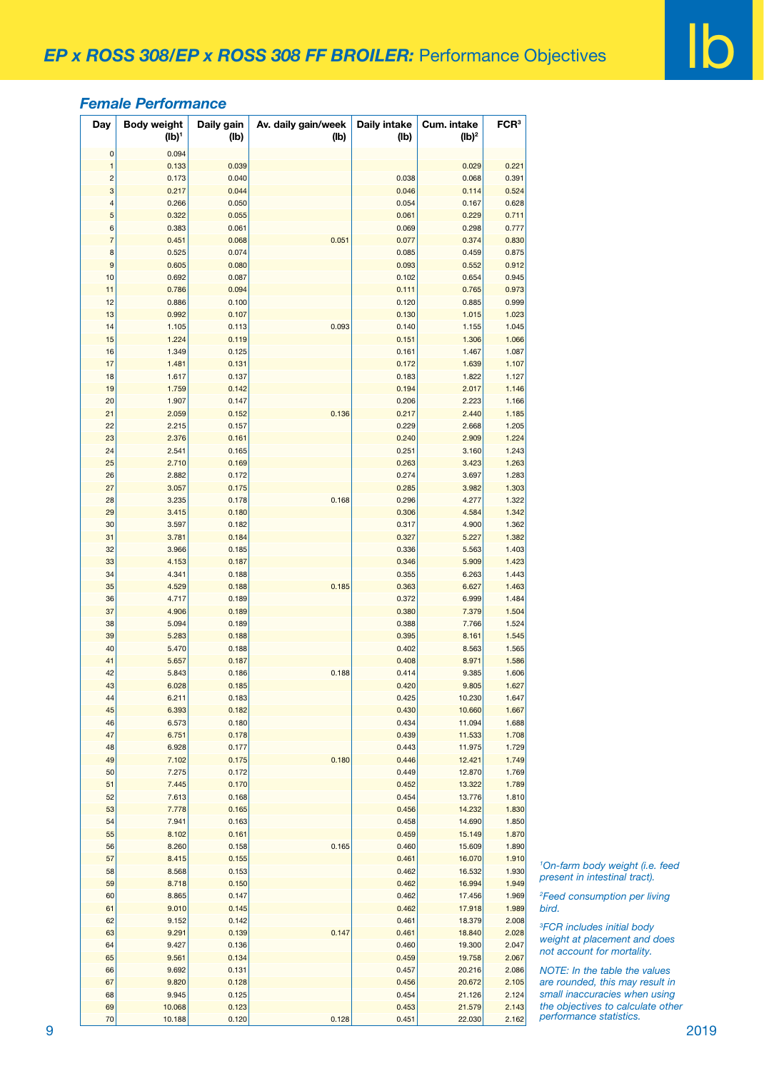# *EP x ROSS 308/EP x ROSS 308 FF BROILER:* Performance Objectives

lb

## *Female Performance*

| Day | Body weight (lb)[1] | Daily gain (lb) | Av. daily gain/week (lb) | Daily intake (lb) | Cum. intake (lb)[2] | FCR[3] |
|---|---|---|---|---|---|---|
| 0 | 0.094 | | | | | |
| 1 | 0.133 | 0.039 | | | 0.029 | 0.221 |
| 2 | 0.173 | 0.040 | | 0.038 | 0.068 | 0.391 |
| 3 | 0.217 | 0.044 | | 0.046 | 0.114 | 0.524 |
| 4 | 0.266 | 0.050 | | 0.054 | 0.167 | 0.628 |
| 5 | 0.322 | 0.055 | | 0.061 | 0.229 | 0.711 |
| 6 | 0.383 | 0.061 | | 0.069 | 0.298 | 0.777 |
| 7 | 0.451 | 0.068 | 0.051 | 0.077 | 0.374 | 0.830 |
| 8 | 0.525 | 0.074 | | 0.085 | 0.459 | 0.875 |
| 9 | 0.605 | 0.080 | | 0.093 | 0.552 | 0.912 |
| 10 | 0.692 | 0.087 | | 0.102 | 0.654 | 0.945 |
| 11 | 0.786 | 0.094 | | 0.111 | 0.765 | 0.973 |
| 12 | 0.886 | 0.100 | | 0.120 | 0.885 | 0.999 |
| 13 | 0.992 | 0.107 | | 0.130 | 1.015 | 1.023 |
| 14 | 1.105 | 0.113 | 0.093 | 0.140 | 1.155 | 1.045 |
| 15 | 1.224 | 0.119 | | 0.151 | 1.306 | 1.066 |
| 16 | 1.349 | 0.125 | | 0.161 | 1.467 | 1.087 |
| 17 | 1.481 | 0.131 | | 0.172 | 1.639 | 1.107 |
| 18 | 1.617 | 0.137 | | 0.183 | 1.822 | 1.127 |
| 19 | 1.759 | 0.142 | | 0.194 | 2.017 | 1.146 |
| 20 | 1.907 | 0.147 | | 0.206 | 2.223 | 1.166 |
| 21 | 2.059 | 0.152 | 0.136 | 0.217 | 2.440 | 1.185 |
| 22 | 2.215 | 0.157 | | 0.229 | 2.668 | 1.205 |
| 23 | 2.376 | 0.161 | | 0.240 | 2.909 | 1.224 |
| 24 | 2.541 | 0.165 | | 0.251 | 3.160 | 1.243 |
| 25 | 2.710 | 0.169 | | 0.263 | 3.423 | 1.263 |
| 26 | 2.882 | 0.172 | | 0.274 | 3.697 | 1.283 |
| 27 | 3.057 | 0.175 | | 0.285 | 3.982 | 1.303 |
| 28 | 3.235 | 0.178 | 0.168 | 0.296 | 4.277 | 1.322 |
| 29 | 3.415 | 0.180 | | 0.306 | 4.584 | 1.342 |
| 30 | 3.597 | 0.182 | | 0.317 | 4.900 | 1.362 |
| 31 | 3.781 | 0.184 | | 0.327 | 5.227 | 1.382 |
| 32 | 3.966 | 0.185 | | 0.336 | 5.563 | 1.403 |
| 33 | 4.153 | 0.187 | | 0.346 | 5.909 | 1.423 |
| 34 | 4.341 | 0.188 | | 0.355 | 6.263 | 1.443 |
| 35 | 4.529 | 0.188 | 0.185 | 0.363 | 6.627 | 1.463 |
| 36 | 4.717 | 0.189 | | 0.372 | 6.999 | 1.484 |
| 37 | 4.906 | 0.189 | | 0.380 | 7.379 | 1.504 |
| 38 | 5.094 | 0.189 | | 0.388 | 7.766 | 1.524 |
| 39 | 5.283 | 0.188 | | 0.395 | 8.161 | 1.545 |
| 40 | 5.470 | 0.188 | | 0.402 | 8.563 | 1.565 |
| 41 | 5.657 | 0.187 | | 0.408 | 8.971 | 1.586 |
| 42 | 5.843 | 0.186 | 0.188 | 0.414 | 9.385 | 1.606 |
| 43 | 6.028 | 0.185 | | 0.420 | 9.805 | 1.627 |
| 44 | 6.211 | 0.183 | | 0.425 | 10.230 | 1.647 |
| 45 | 6.393 | 0.182 | | 0.430 | 10.660 | 1.667 |
| 46 | 6.573 | 0.180 | | 0.434 | 11.094 | 1.688 |
| 47 | 6.751 | 0.178 | | 0.439 | 11.533 | 1.708 |
| 48 | 6.928 | 0.177 | | 0.443 | 11.975 | 1.729 |
| 49 | 7.102 | 0.175 | 0.180 | 0.446 | 12.421 | 1.749 |
| 50 | 7.275 | 0.172 | | 0.449 | 12.870 | 1.769 |
| 51 | 7.445 | 0.170 | | 0.452 | 13.322 | 1.789 |
| 52 | 7.613 | 0.168 | | 0.454 | 13.776 | 1.810 |
| 53 | 7.778 | 0.165 | | 0.456 | 14.232 | 1.830 |
| 54 | 7.941 | 0.163 | | 0.458 | 14.690 | 1.850 |
| 55 | 8.102 | 0.161 | | 0.459 | 15.149 | 1.870 |
| 56 | 8.260 | 0.158 | 0.165 | 0.460 | 15.609 | 1.890 |
| 57 | 8.415 | 0.155 | | 0.461 | 16.070 | 1.910 |
| 58 | 8.568 | 0.153 | | 0.462 | 16.532 | 1.930 |
| 59 | 8.718 | 0.150 | | 0.462 | 16.994 | 1.949 |
| 60 | 8.865 | 0.147 | | 0.462 | 17.456 | 1.969 |
| 61 | 9.010 | 0.145 | | 0.462 | 17.918 | 1.989 |
| 62 | 9.152 | 0.142 | | 0.461 | 18.379 | 2.008 |
| 63 | 9.291 | 0.139 | 0.147 | 0.461 | 18.840 | 2.028 |
| 64 | 9.427 | 0.136 | | 0.460 | 19.300 | 2.047 |
| 65 | 9.561 | 0.134 | | 0.459 | 19.758 | 2.067 |
| 66 | 9.692 | 0.131 | | 0.457 | 20.216 | 2.086 |
| 67 | 9.820 | 0.128 | | 0.456 | 20.672 | 2.105 |
| 68 | 9.945 | 0.125 | | 0.454 | 21.126 | 2.124 |
| 69 | 10.068 | 0.123 | | 0.453 | 21.579 | 2.143 |
| 70 | 10.188 | 0.120 | 0.128 | 0.451 | 22.030 | 2.162 |

*[1]On-farm body weight (i.e. feed present in intestinal tract).*

*[2]Feed consumption per living bird.*

*[3]FCR includes initial body weight at placement and does not account for mortality.*

*NOTE: In the table the values are rounded, this may result in small inaccuracies when using the objectives to calculate other performance statistics.*

2019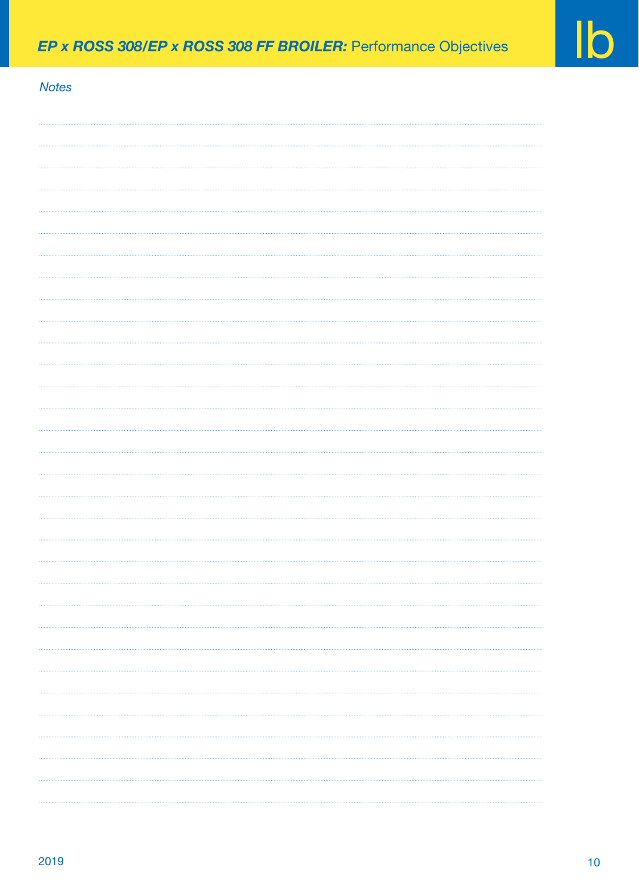*Notes*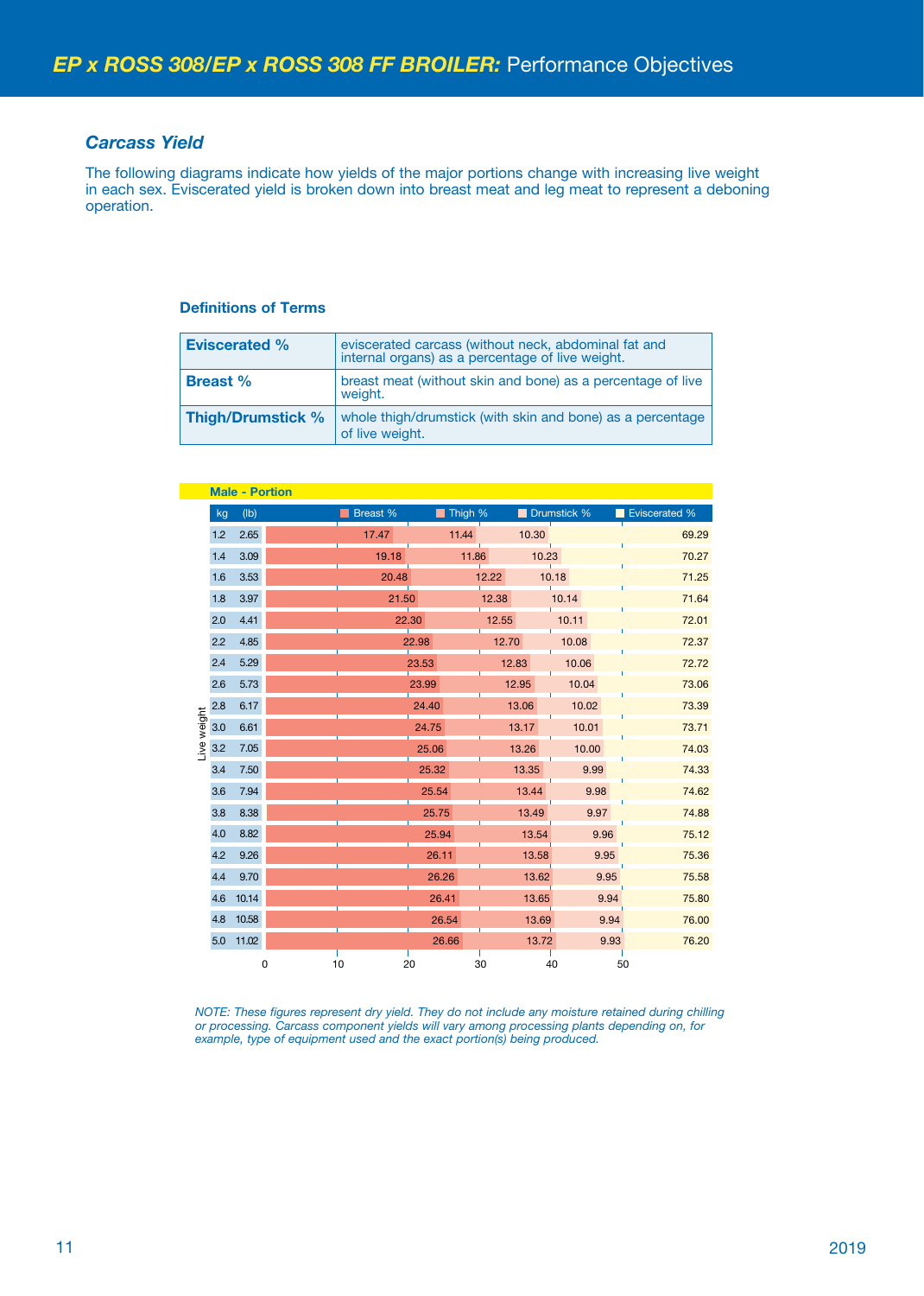## *Carcass Yield*

The following diagrams indicate how yields of the major portions change with increasing live weight in each sex. Eviscerated yield is broken down into breast meat and leg meat to represent a deboning operation.

### Definitions of Terms

| | |
|---|---|
| **Eviscerated %** | eviscerated carcass (without neck, abdominal fat and internal organs) as a percentage of live weight. |
| **Breast %** | breast meat (without skin and bone) as a percentage of live weight. |
| **Thigh/Drumstick %** | whole thigh/drumstick (with skin and bone) as a percentage of live weight. |

**Male - Portion**

| Live weight kg | (lb) | Breast % | Thigh % | Drumstick % | Eviscerated % |
|---|---|---|---|---|---|
| 1.2 | 2.65 | 17.47 | 11.44 | 10.30 | 69.29 |
| 1.4 | 3.09 | 19.18 | 11.86 | 10.23 | 70.27 |
| 1.6 | 3.53 | 20.48 | 12.22 | 10.18 | 71.25 |
| 1.8 | 3.97 | 21.50 | 12.38 | 10.14 | 71.64 |
| 2.0 | 4.41 | 22.30 | 12.55 | 10.11 | 72.01 |
| 2.2 | 4.85 | 22.98 | 12.70 | 10.08 | 72.37 |
| 2.4 | 5.29 | 23.53 | 12.83 | 10.06 | 72.72 |
| 2.6 | 5.73 | 23.99 | 12.95 | 10.04 | 73.06 |
| 2.8 | 6.17 | 24.40 | 13.06 | 10.02 | 73.39 |
| 3.0 | 6.61 | 24.75 | 13.17 | 10.01 | 73.71 |
| 3.2 | 7.05 | 25.06 | 13.26 | 10.00 | 74.03 |
| 3.4 | 7.50 | 25.32 | 13.35 | 9.99 | 74.33 |
| 3.6 | 7.94 | 25.54 | 13.44 | 9.98 | 74.62 |
| 3.8 | 8.38 | 25.75 | 13.49 | 9.97 | 74.88 |
| 4.0 | 8.82 | 25.94 | 13.54 | 9.96 | 75.12 |
| 4.2 | 9.26 | 26.11 | 13.58 | 9.95 | 75.36 |
| 4.4 | 9.70 | 26.26 | 13.62 | 9.95 | 75.58 |
| 4.6 | 10.14 | 26.41 | 13.65 | 9.94 | 75.80 |
| 4.8 | 10.58 | 26.54 | 13.69 | 9.94 | 76.00 |
| 5.0 | 11.02 | 26.66 | 13.72 | 9.93 | 76.20 |

*NOTE: These figures represent dry yield. They do not include any moisture retained during chilling or processing. Carcass component yields will vary among processing plants depending on, for example, type of equipment used and the exact portion(s) being produced.*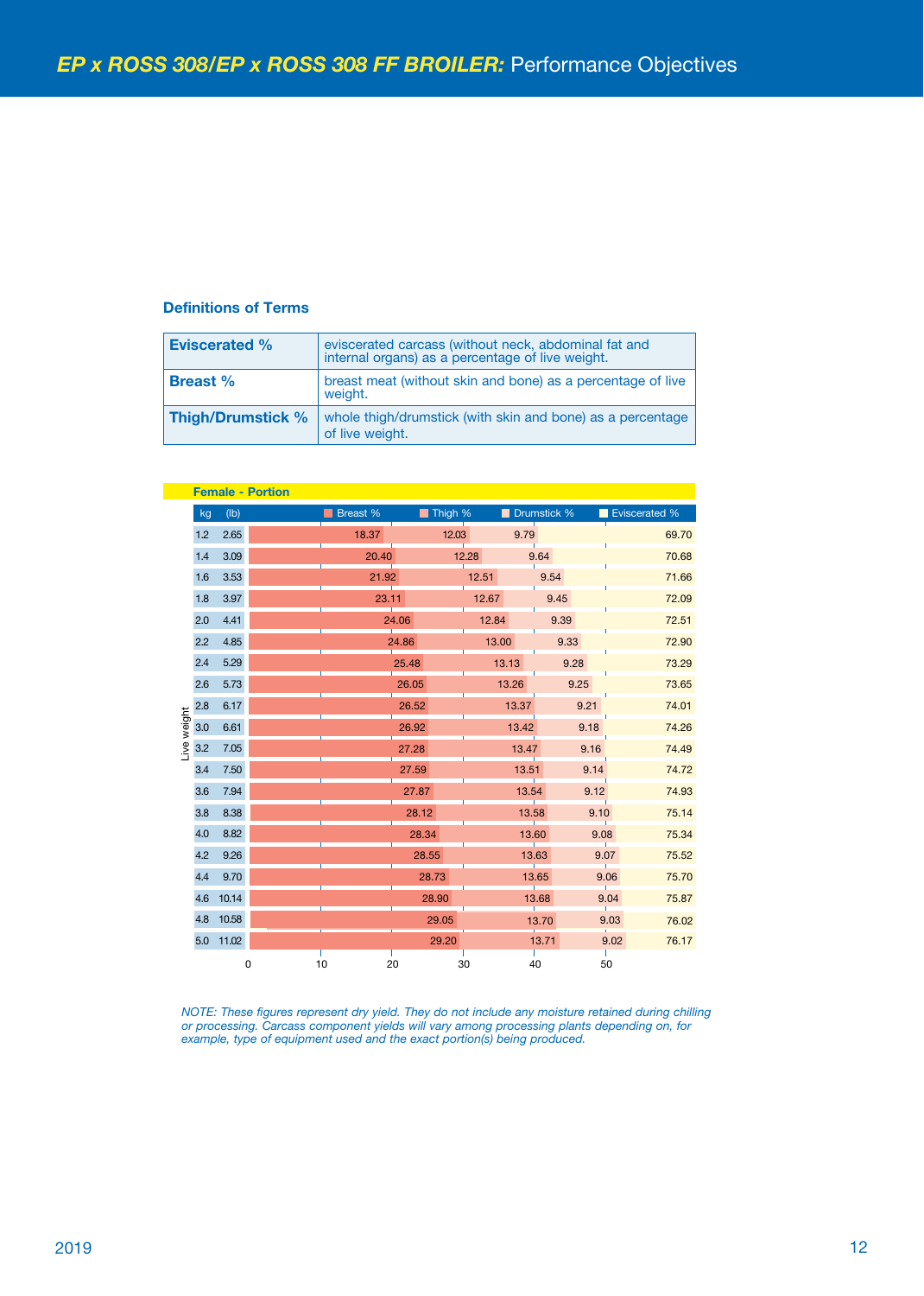## EP x ROSS 308/EP x ROSS 308 FF BROILER: Performance Objectives

### Definitions of Terms

| | |
|---|---|
| **Eviscerated %** | eviscerated carcass (without neck, abdominal fat and internal organs) as a percentage of live weight. |
| **Breast %** | breast meat (without skin and bone) as a percentage of live weight. |
| **Thigh/Drumstick %** | whole thigh/drumstick (with skin and bone) as a percentage of live weight. |

**Female - Portion**

| Live weight kg | (lb) | Breast % | Thigh % | Drumstick % | Eviscerated % |
|---|---|---|---|---|---|
| 1.2 | 2.65 | 18.37 | 12.03 | 9.79 | 69.70 |
| 1.4 | 3.09 | 20.40 | 12.28 | 9.64 | 70.68 |
| 1.6 | 3.53 | 21.92 | 12.51 | 9.54 | 71.66 |
| 1.8 | 3.97 | 23.11 | 12.67 | 9.45 | 72.09 |
| 2.0 | 4.41 | 24.06 | 12.84 | 9.39 | 72.51 |
| 2.2 | 4.85 | 24.86 | 13.00 | 9.33 | 72.90 |
| 2.4 | 5.29 | 25.48 | 13.13 | 9.28 | 73.29 |
| 2.6 | 5.73 | 26.05 | 13.26 | 9.25 | 73.65 |
| 2.8 | 6.17 | 26.52 | 13.37 | 9.21 | 74.01 |
| 3.0 | 6.61 | 26.92 | 13.42 | 9.18 | 74.26 |
| 3.2 | 7.05 | 27.28 | 13.47 | 9.16 | 74.49 |
| 3.4 | 7.50 | 27.59 | 13.51 | 9.14 | 74.72 |
| 3.6 | 7.94 | 27.87 | 13.54 | 9.12 | 74.93 |
| 3.8 | 8.38 | 28.12 | 13.58 | 9.10 | 75.14 |
| 4.0 | 8.82 | 28.34 | 13.60 | 9.08 | 75.34 |
| 4.2 | 9.26 | 28.55 | 13.63 | 9.07 | 75.52 |
| 4.4 | 9.70 | 28.73 | 13.65 | 9.06 | 75.70 |
| 4.6 | 10.14 | 28.90 | 13.68 | 9.04 | 75.87 |
| 4.8 | 10.58 | 29.05 | 13.70 | 9.03 | 76.02 |
| 5.0 | 11.02 | 29.20 | 13.71 | 9.02 | 76.17 |

*NOTE: These figures represent dry yield. They do not include any moisture retained during chilling or processing. Carcass component yields will vary among processing plants depending on, for example, type of equipment used and the exact portion(s) being produced.*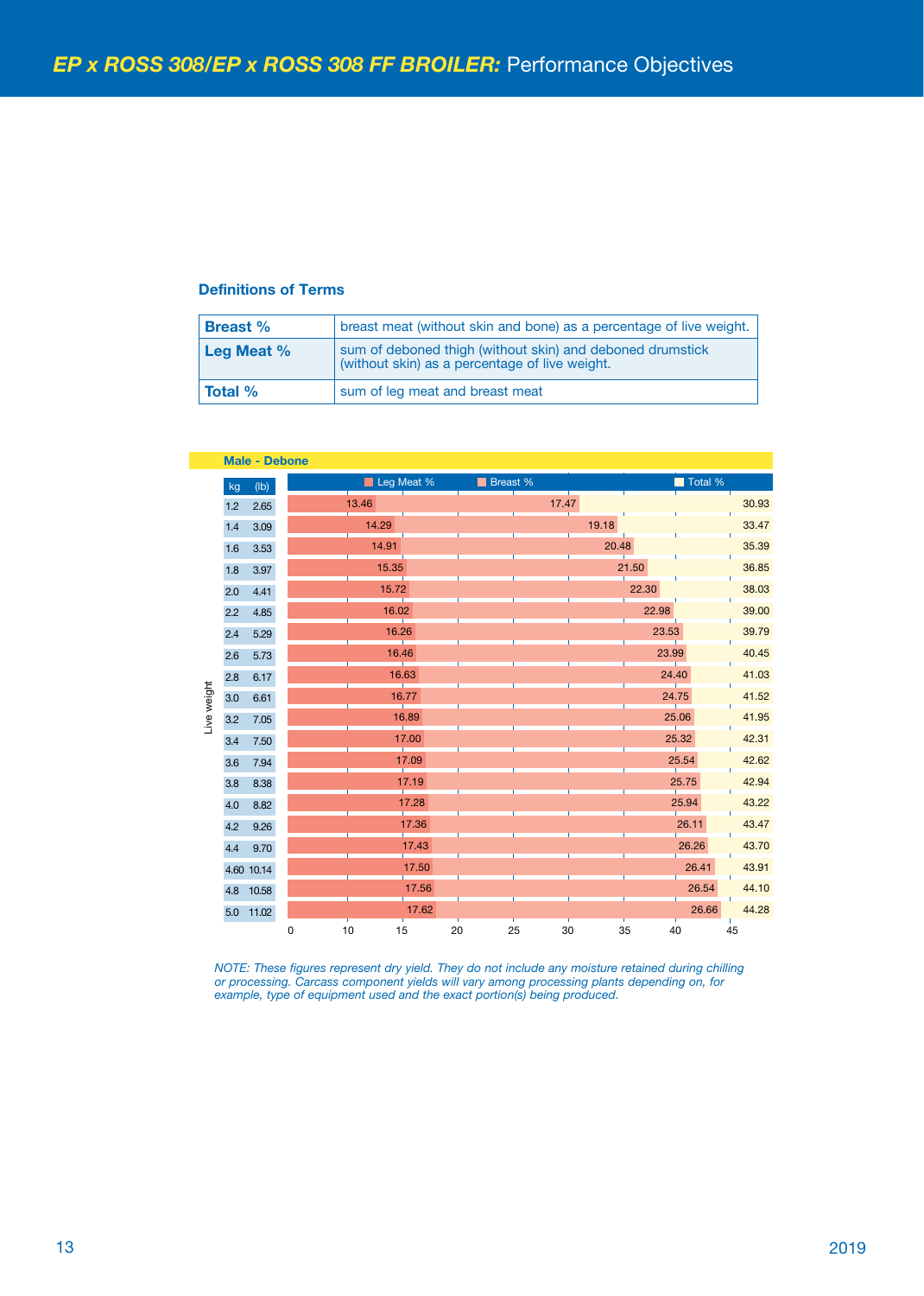# *EP x ROSS 308/EP x ROSS 308 FF BROILER:* Performance Objectives

### Definitions of Terms

| | |
|---|---|
| **Breast %** | breast meat (without skin and bone) as a percentage of live weight. |
| **Leg Meat %** | sum of deboned thigh (without skin) and deboned drumstick (without skin) as a percentage of live weight. |
| **Total %** | sum of leg meat and breast meat |

**Male - Debone**

| Live weight kg | Live weight (lb) | Leg Meat % | Breast % | Total % |
|---|---|---|---|---|
| 1.2 | 2.65 | 13.46 | 17.47 | 30.93 |
| 1.4 | 3.09 | 14.29 | 19.18 | 33.47 |
| 1.6 | 3.53 | 14.91 | 20.48 | 35.39 |
| 1.8 | 3.97 | 15.35 | 21.50 | 36.85 |
| 2.0 | 4.41 | 15.72 | 22.30 | 38.03 |
| 2.2 | 4.85 | 16.02 | 22.98 | 39.00 |
| 2.4 | 5.29 | 16.26 | 23.53 | 39.79 |
| 2.6 | 5.73 | 16.46 | 23.99 | 40.45 |
| 2.8 | 6.17 | 16.63 | 24.40 | 41.03 |
| 3.0 | 6.61 | 16.77 | 24.75 | 41.52 |
| 3.2 | 7.05 | 16.89 | 25.06 | 41.95 |
| 3.4 | 7.50 | 17.00 | 25.32 | 42.31 |
| 3.6 | 7.94 | 17.09 | 25.54 | 42.62 |
| 3.8 | 8.38 | 17.19 | 25.75 | 42.94 |
| 4.0 | 8.82 | 17.28 | 25.94 | 43.22 |
| 4.2 | 9.26 | 17.36 | 26.11 | 43.47 |
| 4.4 | 9.70 | 17.43 | 26.26 | 43.70 |
| 4.60 | 10.14 | 17.50 | 26.41 | 43.91 |
| 4.8 | 10.58 | 17.56 | 26.54 | 44.10 |
| 5.0 | 11.02 | 17.62 | 26.66 | 44.28 |

*NOTE: These figures represent dry yield. They do not include any moisture retained during chilling or processing. Carcass component yields will vary among processing plants depending on, for example, type of equipment used and the exact portion(s) being produced.*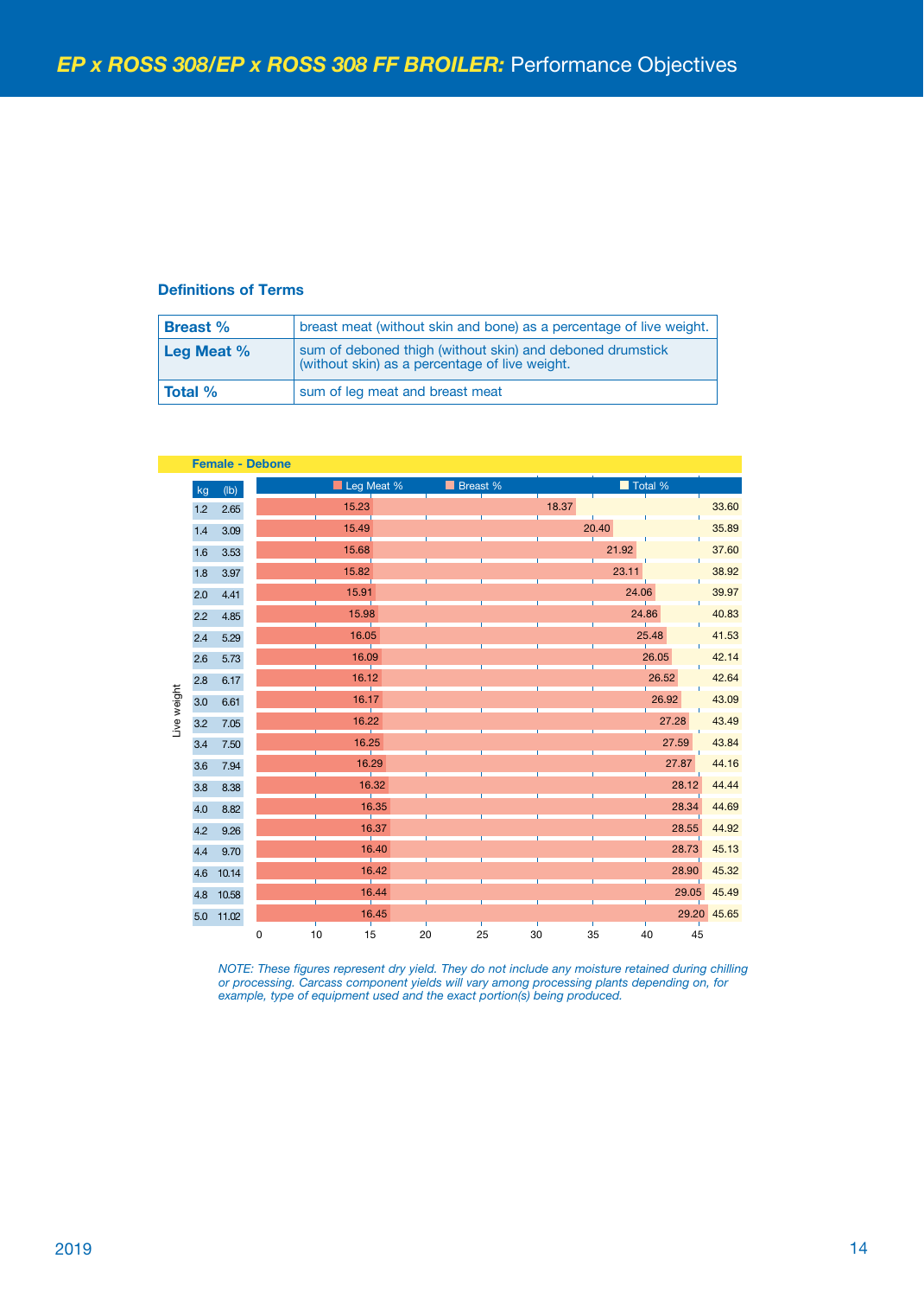## Definitions of Terms

| | |
|---|---|
| **Breast %** | breast meat (without skin and bone) as a percentage of live weight. |
| **Leg Meat %** | sum of deboned thigh (without skin) and deboned drumstick (without skin) as a percentage of live weight. |
| **Total %** | sum of leg meat and breast meat |

**Female - Debone**

| Live weight kg | (lb) | Leg Meat % | Breast % | Total % |
|---|---|---|---|---|
| 1.2 | 2.65 | 15.23 | 18.37 | 33.60 |
| 1.4 | 3.09 | 15.49 | 20.40 | 35.89 |
| 1.6 | 3.53 | 15.68 | 21.92 | 37.60 |
| 1.8 | 3.97 | 15.82 | 23.11 | 38.92 |
| 2.0 | 4.41 | 15.91 | 24.06 | 39.97 |
| 2.2 | 4.85 | 15.98 | 24.86 | 40.83 |
| 2.4 | 5.29 | 16.05 | 25.48 | 41.53 |
| 2.6 | 5.73 | 16.09 | 26.05 | 42.14 |
| 2.8 | 6.17 | 16.12 | 26.52 | 42.64 |
| 3.0 | 6.61 | 16.17 | 26.92 | 43.09 |
| 3.2 | 7.05 | 16.22 | 27.28 | 43.49 |
| 3.4 | 7.50 | 16.25 | 27.59 | 43.84 |
| 3.6 | 7.94 | 16.29 | 27.87 | 44.16 |
| 3.8 | 8.38 | 16.32 | 28.12 | 44.44 |
| 4.0 | 8.82 | 16.35 | 28.34 | 44.69 |
| 4.2 | 9.26 | 16.37 | 28.55 | 44.92 |
| 4.4 | 9.70 | 16.40 | 28.73 | 45.13 |
| 4.6 | 10.14 | 16.42 | 28.90 | 45.32 |
| 4.8 | 10.58 | 16.44 | 29.05 | 45.49 |
| 5.0 | 11.02 | 16.45 | 29.20 | 45.65 |

*NOTE: These figures represent dry yield. They do not include any moisture retained during chilling or processing. Carcass component yields will vary among processing plants depending on, for example, type of equipment used and the exact portion(s) being produced.*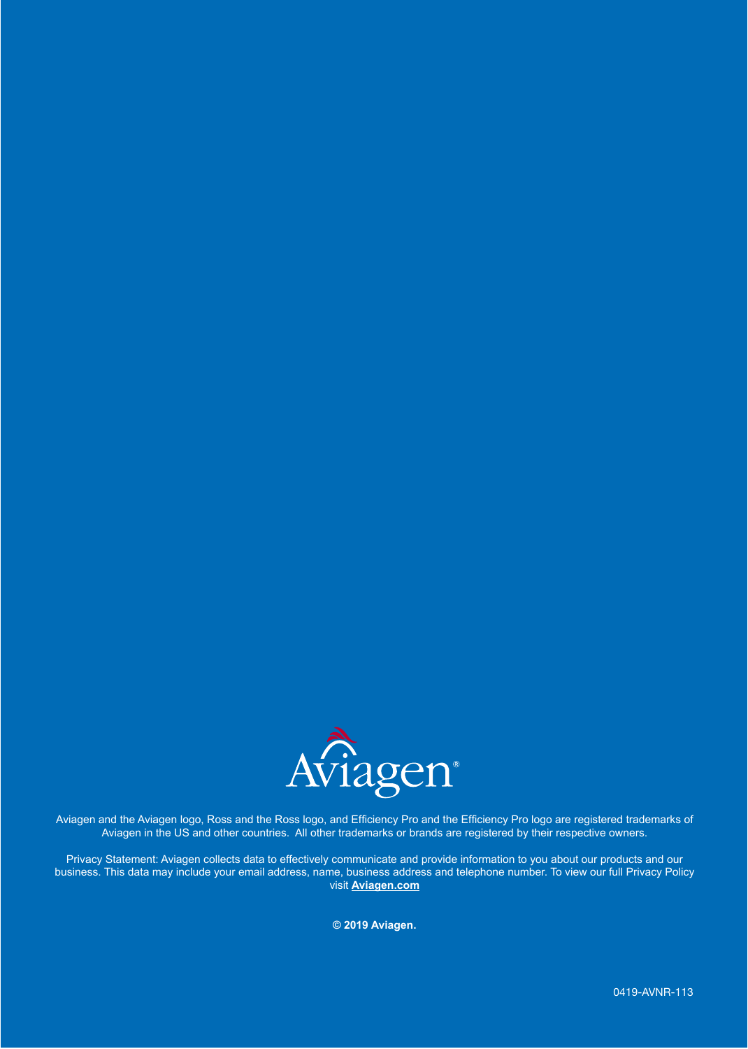Aviagen®

Aviagen and the Aviagen logo, Ross and the Ross logo, and Efficiency Pro and the Efficiency Pro logo are registered trademarks of Aviagen in the US and other countries. All other trademarks or brands are registered by their respective owners.

Privacy Statement: Aviagen collects data to effectively communicate and provide information to you about our products and our business. This data may include your email address, name, business address and telephone number. To view our full Privacy Policy visit **Aviagen.com**

**© 2019 Aviagen.**

0419-AVNR-113